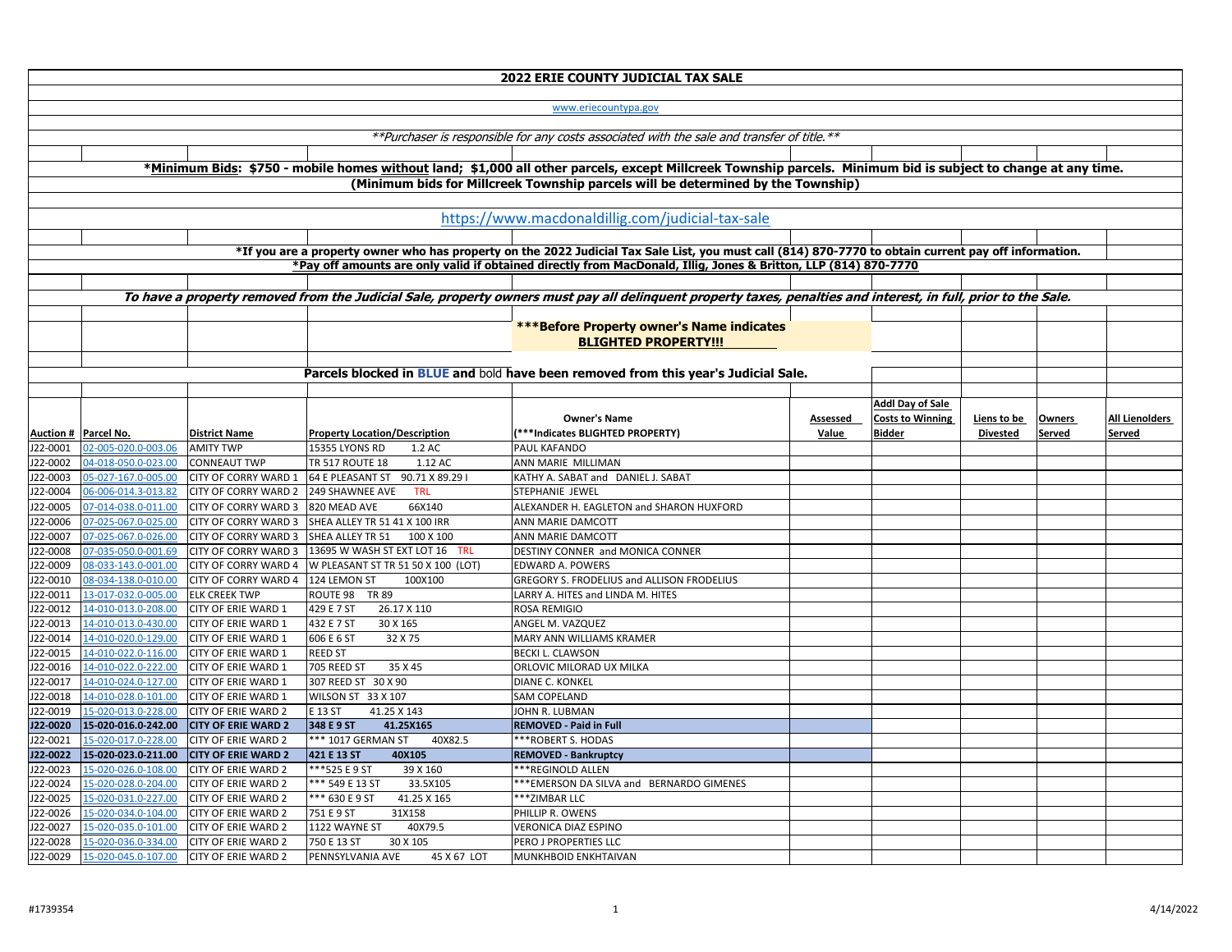# 2022 ERIE COUNTY JUDICIAL TAX SALE

www.eriecountypa.gov

*\*\*Purchaser is responsible for any costs associated with the sale and transfer of title.\*\**

**\*Minimum Bids: $750 - mobile homes without land; $1,000 all other parcels, except Millcreek Township parcels. Minimum bid is subject to change at any time.**

**(Minimum bids for Millcreek Township parcels will be determined by the Township)**

https://www.macdonaldillig.com/judicial-tax-sale

**\*If you are a property owner who has property on the 2022 Judicial Tax Sale List, you must call (814) 870-7770 to obtain current pay off information.**

**\*Pay off amounts are only valid if obtained directly from MacDonald, Illig, Jones & Britton, LLP (814) 870-7770**

***To have a property removed from the Judicial Sale, property owners must pay all delinquent property taxes, penalties and interest, in full, prior to the Sale.***

**\*\*\*Before Property owner's Name indicates BLIGHTED PROPERTY!!!**

**Parcels blocked in BLUE and bold have been removed from this year's Judicial Sale.**

| Auction # | Parcel No. | District Name | Property Location/Description | Owner's Name (***Indicates BLIGHTED PROPERTY) | Assessed Value | Addl Day of Sale Costs to Winning Bidder | Liens to be Divested | Owners Served | All Lienolders Served |
|---|---|---|---|---|---|---|---|---|---|
| J22-0001 | 02-005-020.0-003.06 | AMITY TWP | 15355 LYONS RD 1.2 AC | PAUL KAFANDO | | | | | |
| J22-0002 | 04-018-050.0-023.00 | CONNEAUT TWP | TR 517 ROUTE 18 1.12 AC | ANN MARIE MILLIMAN | | | | | |
| J22-0003 | 05-027-167.0-005.00 | CITY OF CORRY WARD 1 | 64 E PLEASANT ST 90.71 X 89.29 I | KATHY A. SABAT and DANIEL J. SABAT | | | | | |
| J22-0004 | 06-006-014.3-013.82 | CITY OF CORRY WARD 2 | 249 SHAWNEE AVE TRL | STEPHANIE JEWEL | | | | | |
| J22-0005 | 07-014-038.0-011.00 | CITY OF CORRY WARD 3 | 820 MEAD AVE 66X140 | ALEXANDER H. EAGLETON and SHARON HUXFORD | | | | | |
| J22-0006 | 07-025-067.0-025.00 | CITY OF CORRY WARD 3 | SHEA ALLEY TR 51 41 X 100 IRR | ANN MARIE DAMCOTT | | | | | |
| J22-0007 | 07-025-067.0-026.00 | CITY OF CORRY WARD 3 | SHEA ALLEY TR 51 100 X 100 | ANN MARIE DAMCOTT | | | | | |
| J22-0008 | 07-035-050.0-001.69 | CITY OF CORRY WARD 3 | 13695 W WASH ST EXT LOT 16 TRL | DESTINY CONNER and MONICA CONNER | | | | | |
| J22-0009 | 08-033-143.0-001.00 | CITY OF CORRY WARD 4 | W PLEASANT ST TR 51 50 X 100 (LOT) | EDWARD A. POWERS | | | | | |
| J22-0010 | 08-034-138.0-010.00 | CITY OF CORRY WARD 4 | 124 LEMON ST 100X100 | GREGORY S. FRODELIUS and ALLISON FRODELIUS | | | | | |
| J22-0011 | 13-017-032.0-005.00 | ELK CREEK TWP | ROUTE 98 TR 89 | LARRY A. HITES and LINDA M. HITES | | | | | |
| J22-0012 | 14-010-013.0-208.00 | CITY OF ERIE WARD 1 | 429 E 7 ST 26.17 X 110 | ROSA REMIGIO | | | | | |
| J22-0013 | 14-010-013.0-430.00 | CITY OF ERIE WARD 1 | 432 E 7 ST 30 X 165 | ANGEL M. VAZQUEZ | | | | | |
| J22-0014 | 14-010-020.0-129.00 | CITY OF ERIE WARD 1 | 606 E 6 ST 32 X 75 | MARY ANN WILLIAMS KRAMER | | | | | |
| J22-0015 | 14-010-022.0-116.00 | CITY OF ERIE WARD 1 | REED ST | BECKI L. CLAWSON | | | | | |
| J22-0016 | 14-010-022.0-222.00 | CITY OF ERIE WARD 1 | 705 REED ST 35 X 45 | ORLOVIC MILORAD UX MILKA | | | | | |
| J22-0017 | 14-010-024.0-127.00 | CITY OF ERIE WARD 1 | 307 REED ST 30 X 90 | DIANE C. KONKEL | | | | | |
| J22-0018 | 14-010-028.0-101.00 | CITY OF ERIE WARD 1 | WILSON ST 33 X 107 | SAM COPELAND | | | | | |
| J22-0019 | 15-020-013.0-228.00 | CITY OF ERIE WARD 2 | E 13 ST 41.25 X 143 | JOHN R. LUBMAN | | | | | |
| **J22-0020** | **15-020-016.0-242.00** | **CITY OF ERIE WARD 2** | **348 E 9 ST 41.25X165** | **REMOVED - Paid in Full** | | | | | |
| J22-0021 | 15-020-017.0-228.00 | CITY OF ERIE WARD 2 | *** 1017 GERMAN ST 40X82.5 | ***ROBERT S. HODAS | | | | | |
| **J22-0022** | **15-020-023.0-211.00** | **CITY OF ERIE WARD 2** | **421 E 13 ST 40X105** | **REMOVED - Bankruptcy** | | | | | |
| J22-0023 | 15-020-026.0-108.00 | CITY OF ERIE WARD 2 | ***525 E 9 ST 39 X 160 | ***REGINOLD ALLEN | | | | | |
| J22-0024 | 15-020-028.0-204.00 | CITY OF ERIE WARD 2 | *** 549 E 13 ST 33.5X105 | ***EMERSON DA SILVA and BERNARDO GIMENES | | | | | |
| J22-0025 | 15-020-031.0-227.00 | CITY OF ERIE WARD 2 | *** 630 E 9 ST 41.25 X 165 | ***ZIMBAR LLC | | | | | |
| J22-0026 | 15-020-034.0-104.00 | CITY OF ERIE WARD 2 | 751 E 9 ST 31X158 | PHILLIP R. OWENS | | | | | |
| J22-0027 | 15-020-035.0-101.00 | CITY OF ERIE WARD 2 | 1122 WAYNE ST 40X79.5 | VERONICA DIAZ ESPINO | | | | | |
| J22-0028 | 15-020-036.0-334.00 | CITY OF ERIE WARD 2 | 750 E 13 ST 30 X 105 | PERO J PROPERTIES LLC | | | | | |
| J22-0029 | 15-020-045.0-107.00 | CITY OF ERIE WARD 2 | PENNSYLVANIA AVE 45 X 67 LOT | MUNKHBOID ENKHTAIVAN | | | | | |

#1739354 4/14/2022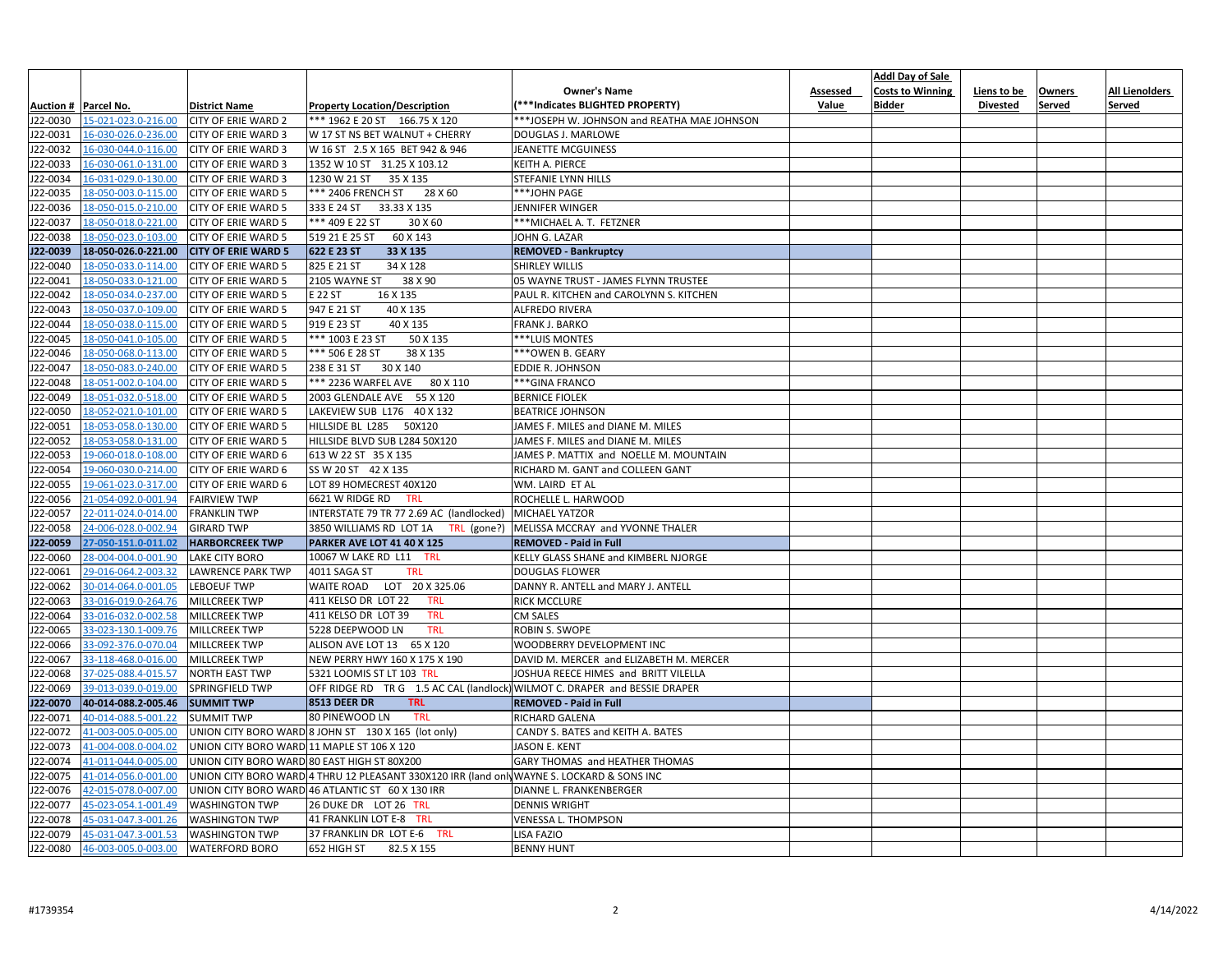| Auction # | Parcel No. | District Name | Property Location/Description | Owner's Name (***Indicates BLIGHTED PROPERTY) | Assessed Value | Addl Day of Sale Costs to Winning Bidder | Liens to be Divested | Owners Served | All Lienolders Served |
|---|---|---|---|---|---|---|---|---|---|
| J22-0030 | 15-021-023.0-216.00 | CITY OF ERIE WARD 2 | *** 1962 E 20 ST 166.75 X 120 | ***JOSEPH W. JOHNSON and REATHA MAE JOHNSON | | | | | |
| J22-0031 | 16-030-026.0-236.00 | CITY OF ERIE WARD 3 | W 17 ST NS BET WALNUT + CHERRY | DOUGLAS J. MARLOWE | | | | | |
| J22-0032 | 16-030-044.0-116.00 | CITY OF ERIE WARD 3 | W 16 ST 2.5 X 165 BET 942 & 946 | JEANETTE MCGUINESS | | | | | |
| J22-0033 | 16-030-061.0-131.00 | CITY OF ERIE WARD 3 | 1352 W 10 ST 31.25 X 103.12 | KEITH A. PIERCE | | | | | |
| J22-0034 | 16-031-029.0-130.00 | CITY OF ERIE WARD 3 | 1230 W 21 ST 35 X 135 | STEFANIE LYNN HILLS | | | | | |
| J22-0035 | 18-050-003.0-115.00 | CITY OF ERIE WARD 5 | *** 2406 FRENCH ST 28 X 60 | ***JOHN PAGE | | | | | |
| J22-0036 | 18-050-015.0-210.00 | CITY OF ERIE WARD 5 | 333 E 24 ST 33.33 X 135 | JENNIFER WINGER | | | | | |
| J22-0037 | 18-050-018.0-221.00 | CITY OF ERIE WARD 5 | *** 409 E 22 ST 30 X 60 | ***MICHAEL A. T. FETZNER | | | | | |
| J22-0038 | 18-050-023.0-103.00 | CITY OF ERIE WARD 5 | 519 21 E 25 ST 60 X 143 | JOHN G. LAZAR | | | | | |
| **J22-0039** | **18-050-026.0-221.00** | **CITY OF ERIE WARD 5** | **622 E 23 ST 33 X 135** | **REMOVED - Bankruptcy** | | | | | |
| J22-0040 | 18-050-033.0-114.00 | CITY OF ERIE WARD 5 | 825 E 21 ST 34 X 128 | SHIRLEY WILLIS | | | | | |
| J22-0041 | 18-050-033.0-121.00 | CITY OF ERIE WARD 5 | 2105 WAYNE ST 38 X 90 | 05 WAYNE TRUST - JAMES FLYNN TRUSTEE | | | | | |
| J22-0042 | 18-050-034.0-237.00 | CITY OF ERIE WARD 5 | E 22 ST 16 X 135 | PAUL R. KITCHEN and CAROLYNN S. KITCHEN | | | | | |
| J22-0043 | 18-050-037.0-109.00 | CITY OF ERIE WARD 5 | 947 E 21 ST 40 X 135 | ALFREDO RIVERA | | | | | |
| J22-0044 | 18-050-038.0-115.00 | CITY OF ERIE WARD 5 | 919 E 23 ST 40 X 135 | FRANK J. BARKO | | | | | |
| J22-0045 | 18-050-041.0-105.00 | CITY OF ERIE WARD 5 | *** 1003 E 23 ST 50 X 135 | ***LUIS MONTES | | | | | |
| J22-0046 | 18-050-068.0-113.00 | CITY OF ERIE WARD 5 | *** 506 E 28 ST 38 X 135 | ***OWEN B. GEARY | | | | | |
| J22-0047 | 18-050-083.0-240.00 | CITY OF ERIE WARD 5 | 238 E 31 ST 30 X 140 | EDDIE R. JOHNSON | | | | | |
| J22-0048 | 18-051-002.0-104.00 | CITY OF ERIE WARD 5 | *** 2236 WARFEL AVE 80 X 110 | ***GINA FRANCO | | | | | |
| J22-0049 | 18-051-032.0-518.00 | CITY OF ERIE WARD 5 | 2003 GLENDALE AVE 55 X 120 | BERNICE FIOLEK | | | | | |
| J22-0050 | 18-052-021.0-101.00 | CITY OF ERIE WARD 5 | LAKEVIEW SUB L176 40 X 132 | BEATRICE JOHNSON | | | | | |
| J22-0051 | 18-053-058.0-130.00 | CITY OF ERIE WARD 5 | HILLSIDE BL L285 50X120 | JAMES F. MILES and DIANE M. MILES | | | | | |
| J22-0052 | 18-053-058.0-131.00 | CITY OF ERIE WARD 5 | HILLSIDE BLVD SUB L284 50X120 | JAMES F. MILES and DIANE M. MILES | | | | | |
| J22-0053 | 19-060-018.0-108.00 | CITY OF ERIE WARD 6 | 613 W 22 ST 35 X 135 | JAMES P. MATTIX and NOELLE M. MOUNTAIN | | | | | |
| J22-0054 | 19-060-030.0-214.00 | CITY OF ERIE WARD 6 | SS W 20 ST 42 X 135 | RICHARD M. GANT and COLLEEN GANT | | | | | |
| J22-0055 | 19-061-023.0-317.00 | CITY OF ERIE WARD 6 | LOT 89 HOMECREST 40X120 | WM. LAIRD ET AL | | | | | |
| J22-0056 | 21-054-092.0-001.94 | FAIRVIEW TWP | 6621 W RIDGE RD TRL | ROCHELLE L. HARWOOD | | | | | |
| J22-0057 | 22-011-024.0-014.00 | FRANKLIN TWP | INTERSTATE 79 TR 77 2.69 AC (landlocked) | MICHAEL YATZOR | | | | | |
| J22-0058 | 24-006-028.0-002.94 | GIRARD TWP | 3850 WILLIAMS RD LOT 1A TRL (gone?) | MELISSA MCCRAY and YVONNE THALER | | | | | |
| **J22-0059** | **27-050-151.0-011.02** | **HARBORCREEK TWP** | **PARKER AVE LOT 41 40 X 125** | **REMOVED - Paid in Full** | | | | | |
| J22-0060 | 28-004-004.0-001.90 | LAKE CITY BORO | 10067 W LAKE RD L11 TRL | KELLY GLASS SHANE and KIMBERL NJORGE | | | | | |
| J22-0061 | 29-016-064.2-003.32 | LAWRENCE PARK TWP | 4011 SAGA ST TRL | DOUGLAS FLOWER | | | | | |
| J22-0062 | 30-014-064.0-001.05 | LEBOEUF TWP | WAITE ROAD LOT 20 X 325.06 | DANNY R. ANTELL and MARY J. ANTELL | | | | | |
| J22-0063 | 33-016-019.0-264.76 | MILLCREEK TWP | 411 KELSO DR LOT 22 TRL | RICK MCCLURE | | | | | |
| J22-0064 | 33-016-032.0-002.58 | MILLCREEK TWP | 411 KELSO DR LOT 39 TRL | CM SALES | | | | | |
| J22-0065 | 33-023-130.1-009.76 | MILLCREEK TWP | 5228 DEEPWOOD LN TRL | ROBIN S. SWOPE | | | | | |
| J22-0066 | 33-092-376.0-070.04 | MILLCREEK TWP | ALISON AVE LOT 13 65 X 120 | WOODBERRY DEVELOPMENT INC | | | | | |
| J22-0067 | 33-118-468.0-016.00 | MILLCREEK TWP | NEW PERRY HWY 160 X 175 X 190 | DAVID M. MERCER and ELIZABETH M. MERCER | | | | | |
| J22-0068 | 37-025-088.4-015.57 | NORTH EAST TWP | 5321 LOOMIS ST LT 103 TRL | JOSHUA REECE HIMES and BRITT VILELLA | | | | | |
| J22-0069 | 39-013-039.0-019.00 | SPRINGFIELD TWP | OFF RIDGE RD TR G 1.5 AC CAL (landlock) | WILMOT C. DRAPER and BESSIE DRAPER | | | | | |
| **J22-0070** | **40-014-088.2-005.46** | **SUMMIT TWP** | **8513 DEER DR TRL** | **REMOVED - Paid in Full** | | | | | |
| J22-0071 | 40-014-088.5-001.22 | SUMMIT TWP | 80 PINEWOOD LN TRL | RICHARD GALENA | | | | | |
| J22-0072 | 41-003-005.0-005.00 | UNION CITY BORO WARD | 8 JOHN ST 130 X 165 (lot only) | CANDY S. BATES and KEITH A. BATES | | | | | |
| J22-0073 | 41-004-008.0-004.02 | UNION CITY BORO WARD | 11 MAPLE ST 106 X 120 | JASON E. KENT | | | | | |
| J22-0074 | 41-011-044.0-005.00 | UNION CITY BORO WARD | 80 EAST HIGH ST 80X200 | GARY THOMAS and HEATHER THOMAS | | | | | |
| J22-0075 | 41-014-056.0-001.00 | UNION CITY BORO WARD | 4 THRU 12 PLEASANT 330X120 IRR (land only | WAYNE S. LOCKARD & SONS INC | | | | | |
| J22-0076 | 42-015-078.0-007.00 | UNION CITY BORO WARD | 46 ATLANTIC ST 60 X 130 IRR | DIANNE L. FRANKENBERGER | | | | | |
| J22-0077 | 45-023-054.1-001.49 | WASHINGTON TWP | 26 DUKE DR LOT 26 TRL | DENNIS WRIGHT | | | | | |
| J22-0078 | 45-031-047.3-001.26 | WASHINGTON TWP | 41 FRANKLIN LOT E-8 TRL | VENESSA L. THOMPSON | | | | | |
| J22-0079 | 45-031-047.3-001.53 | WASHINGTON TWP | 37 FRANKLIN DR LOT E-6 TRL | LISA FAZIO | | | | | |
| J22-0080 | 46-003-005.0-003.00 | WATERFORD BORO | 652 HIGH ST 82.5 X 155 | BENNY HUNT | | | | | |

#1739354

4/14/2022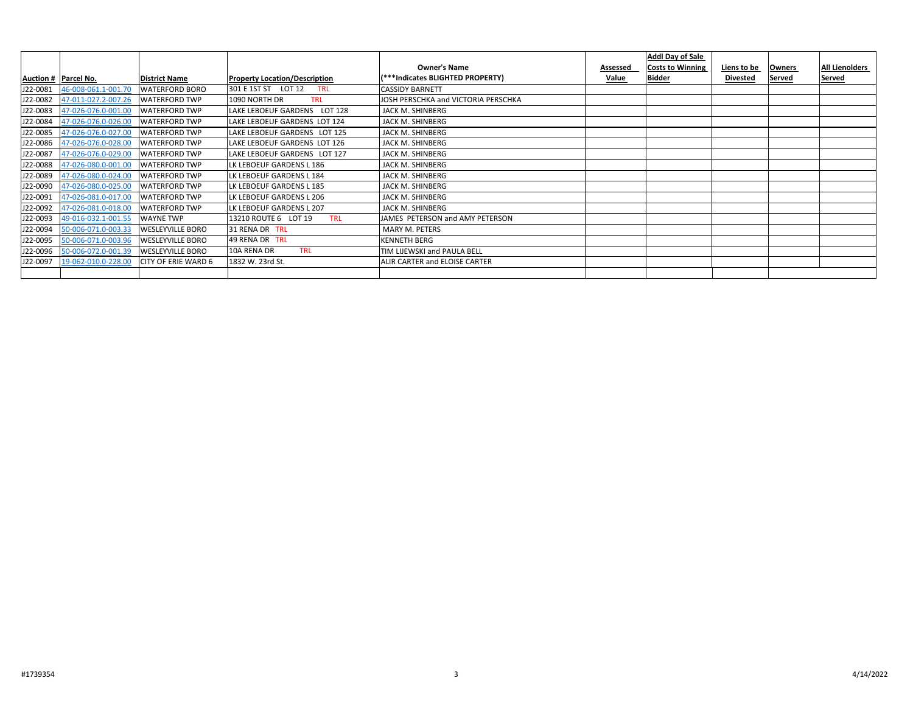| Auction # | Parcel No. | District Name | Property Location/Description | Owner's Name (***Indicates BLIGHTED PROPERTY) | Assessed Value | Addl Day of Sale Costs to Winning Bidder | Liens to be Divested | Owners Served | All Lienolders Served |
|---|---|---|---|---|---|---|---|---|---|
| J22-0081 | 46-008-061.1-001.70 | WATERFORD BORO | 301 E 1ST ST LOT 12 TRL | CASSIDY BARNETT | | | | | |
| J22-0082 | 47-011-027.2-007.26 | WATERFORD TWP | 1090 NORTH DR TRL | JOSH PERSCHKA and VICTORIA PERSCHKA | | | | | |
| J22-0083 | 47-026-076.0-001.00 | WATERFORD TWP | LAKE LEBOEUF GARDENS LOT 128 | JACK M. SHINBERG | | | | | |
| J22-0084 | 47-026-076.0-026.00 | WATERFORD TWP | LAKE LEBOEUF GARDENS LOT 124 | JACK M. SHINBERG | | | | | |
| J22-0085 | 47-026-076.0-027.00 | WATERFORD TWP | LAKE LEBOEUF GARDENS LOT 125 | JACK M. SHINBERG | | | | | |
| J22-0086 | 47-026-076.0-028.00 | WATERFORD TWP | LAKE LEBOEUF GARDENS LOT 126 | JACK M. SHINBERG | | | | | |
| J22-0087 | 47-026-076.0-029.00 | WATERFORD TWP | LAKE LEBOEUF GARDENS LOT 127 | JACK M. SHINBERG | | | | | |
| J22-0088 | 47-026-080.0-001.00 | WATERFORD TWP | LK LEBOEUF GARDENS L 186 | JACK M. SHINBERG | | | | | |
| J22-0089 | 47-026-080.0-024.00 | WATERFORD TWP | LK LEBOEUF GARDENS L 184 | JACK M. SHINBERG | | | | | |
| J22-0090 | 47-026-080.0-025.00 | WATERFORD TWP | LK LEBOEUF GARDENS L 185 | JACK M. SHINBERG | | | | | |
| J22-0091 | 47-026-081.0-017.00 | WATERFORD TWP | LK LEBOEUF GARDENS L 206 | JACK M. SHINBERG | | | | | |
| J22-0092 | 47-026-081.0-018.00 | WATERFORD TWP | LK LEBOEUF GARDENS L 207 | JACK M. SHINBERG | | | | | |
| J22-0093 | 49-016-032.1-001.55 | WAYNE TWP | 13210 ROUTE 6 LOT 19 TRL | JAMES PETERSON and AMY PETERSON | | | | | |
| J22-0094 | 50-006-071.0-003.33 | WESLEYVILLE BORO | 31 RENA DR TRL | MARY M. PETERS | | | | | |
| J22-0095 | 50-006-071.0-003.96 | WESLEYVILLE BORO | 49 RENA DR TRL | KENNETH BERG | | | | | |
| J22-0096 | 50-006-072.0-001.39 | WESLEYVILLE BORO | 10A RENA DR TRL | TIM LIJEWSKI and PAULA BELL | | | | | |
| J22-0097 | 19-062-010.0-228.00 | CITY OF ERIE WARD 6 | 1832 W. 23rd St. | ALIR CARTER and ELOISE CARTER | | | | | |

#1739354

4/14/2022